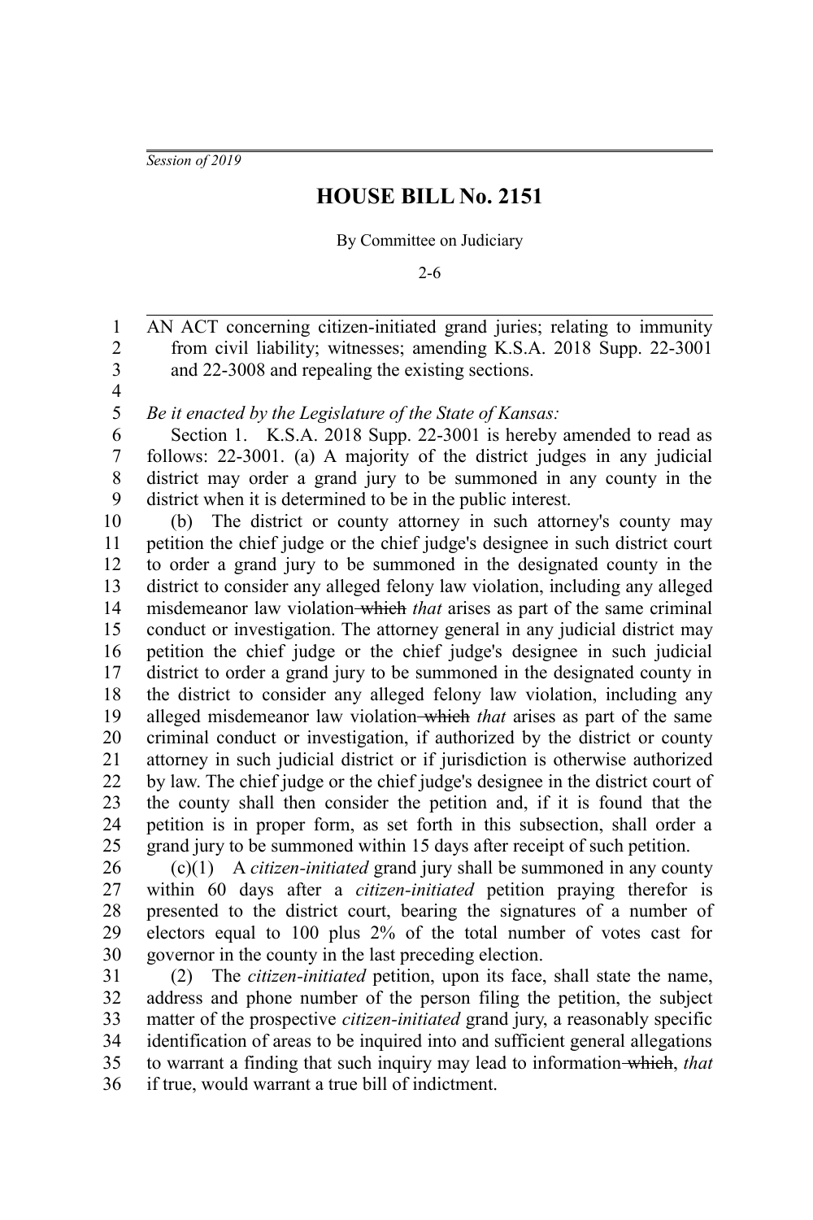*Session of 2019*

# HOUSE BILL No. 2151

By Committee on Judiciary

2-6

AN ACT concerning citizen-initiated grand juries; relating to immunity from civil liability; witnesses; amending K.S.A. 2018 Supp. 22-3001 and 22-3008 and repealing the existing sections.

*Be it enacted by the Legislature of the State of Kansas:*

Section 1. K.S.A. 2018 Supp. 22-3001 is hereby amended to read as follows: 22-3001. (a) A majority of the district judges in any judicial district may order a grand jury to be summoned in any county in the district when it is determined to be in the public interest.

(b) The district or county attorney in such attorney's county may petition the chief judge or the chief judge's designee in such district court to order a grand jury to be summoned in the designated county in the district to consider any alleged felony law violation, including any alleged misdemeanor law violation ~~which~~ *that* arises as part of the same criminal conduct or investigation. The attorney general in any judicial district may petition the chief judge or the chief judge's designee in such judicial district to order a grand jury to be summoned in the designated county in the district to consider any alleged felony law violation, including any alleged misdemeanor law violation ~~which~~ *that* arises as part of the same criminal conduct or investigation, if authorized by the district or county attorney in such judicial district or if jurisdiction is otherwise authorized by law. The chief judge or the chief judge's designee in the district court of the county shall then consider the petition and, if it is found that the petition is in proper form, as set forth in this subsection, shall order a grand jury to be summoned within 15 days after receipt of such petition.

(c)(1) A *citizen-initiated* grand jury shall be summoned in any county within 60 days after a *citizen-initiated* petition praying therefor is presented to the district court, bearing the signatures of a number of electors equal to 100 plus 2% of the total number of votes cast for governor in the county in the last preceding election.

(2) The *citizen-initiated* petition, upon its face, shall state the name, address and phone number of the person filing the petition, the subject matter of the prospective *citizen-initiated* grand jury, a reasonably specific identification of areas to be inquired into and sufficient general allegations to warrant a finding that such inquiry may lead to information ~~which~~, *that* if true, would warrant a true bill of indictment.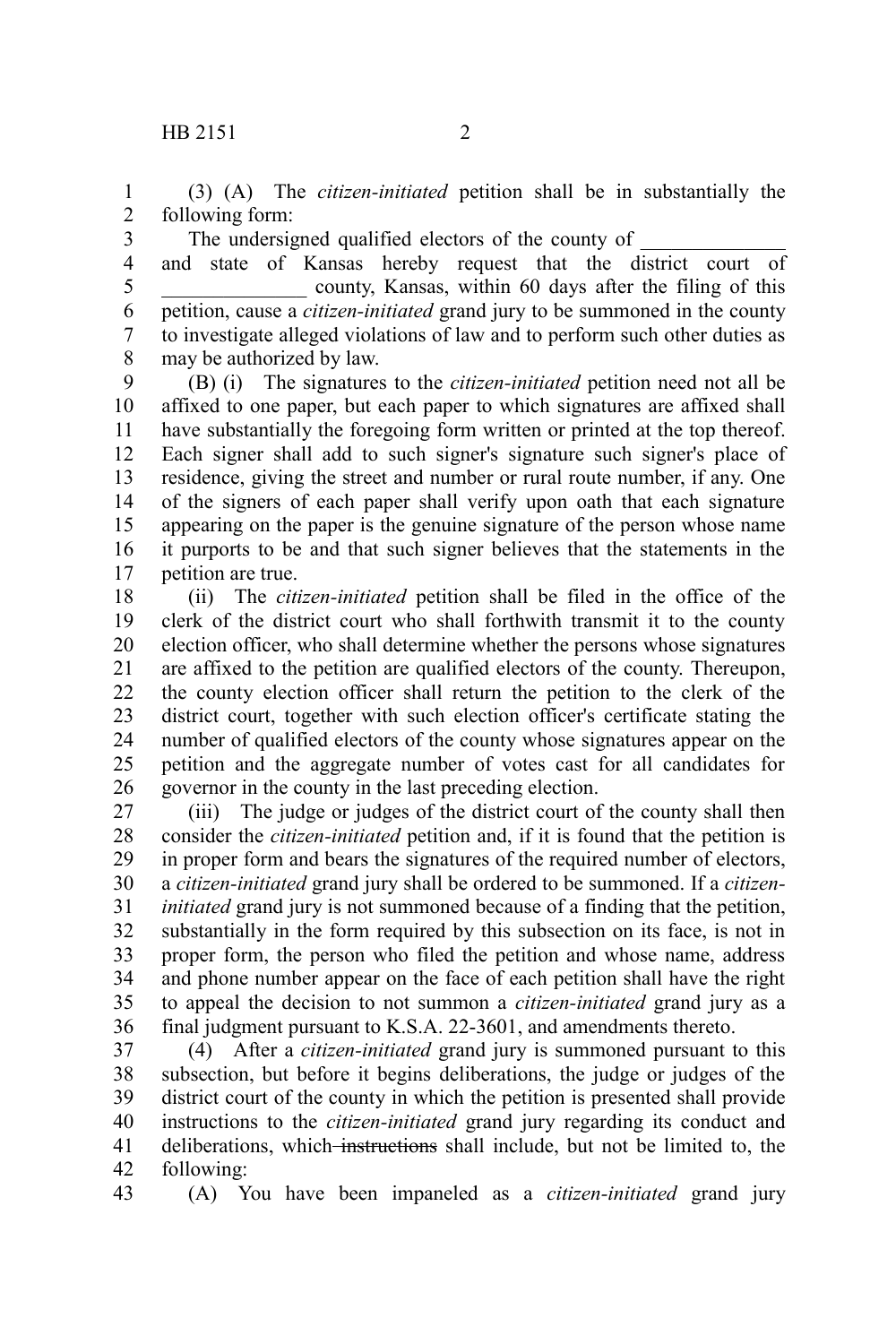(3) (A) The *citizen-initiated* petition shall be in substantially the following form:

The undersigned qualified electors of the county of ______________ and state of Kansas hereby request that the district court of ______________ county, Kansas, within 60 days after the filing of this petition, cause a *citizen-initiated* grand jury to be summoned in the county to investigate alleged violations of law and to perform such other duties as may be authorized by law.

(B) (i) The signatures to the *citizen-initiated* petition need not all be affixed to one paper, but each paper to which signatures are affixed shall have substantially the foregoing form written or printed at the top thereof. Each signer shall add to such signer's signature such signer's place of residence, giving the street and number or rural route number, if any. One of the signers of each paper shall verify upon oath that each signature appearing on the paper is the genuine signature of the person whose name it purports to be and that such signer believes that the statements in the petition are true.

(ii) The *citizen-initiated* petition shall be filed in the office of the clerk of the district court who shall forthwith transmit it to the county election officer, who shall determine whether the persons whose signatures are affixed to the petition are qualified electors of the county. Thereupon, the county election officer shall return the petition to the clerk of the district court, together with such election officer's certificate stating the number of qualified electors of the county whose signatures appear on the petition and the aggregate number of votes cast for all candidates for governor in the county in the last preceding election.

(iii) The judge or judges of the district court of the county shall then consider the *citizen-initiated* petition and, if it is found that the petition is in proper form and bears the signatures of the required number of electors, a *citizen-initiated* grand jury shall be ordered to be summoned. If a *citizen-initiated* grand jury is not summoned because of a finding that the petition, substantially in the form required by this subsection on its face, is not in proper form, the person who filed the petition and whose name, address and phone number appear on the face of each petition shall have the right to appeal the decision to not summon a *citizen-initiated* grand jury as a final judgment pursuant to K.S.A. 22-3601, and amendments thereto.

(4) After a *citizen-initiated* grand jury is summoned pursuant to this subsection, but before it begins deliberations, the judge or judges of the district court of the county in which the petition is presented shall provide instructions to the *citizen-initiated* grand jury regarding its conduct and deliberations, which ~~instructions~~ shall include, but not be limited to, the following:

(A) You have been impaneled as a *citizen-initiated* grand jury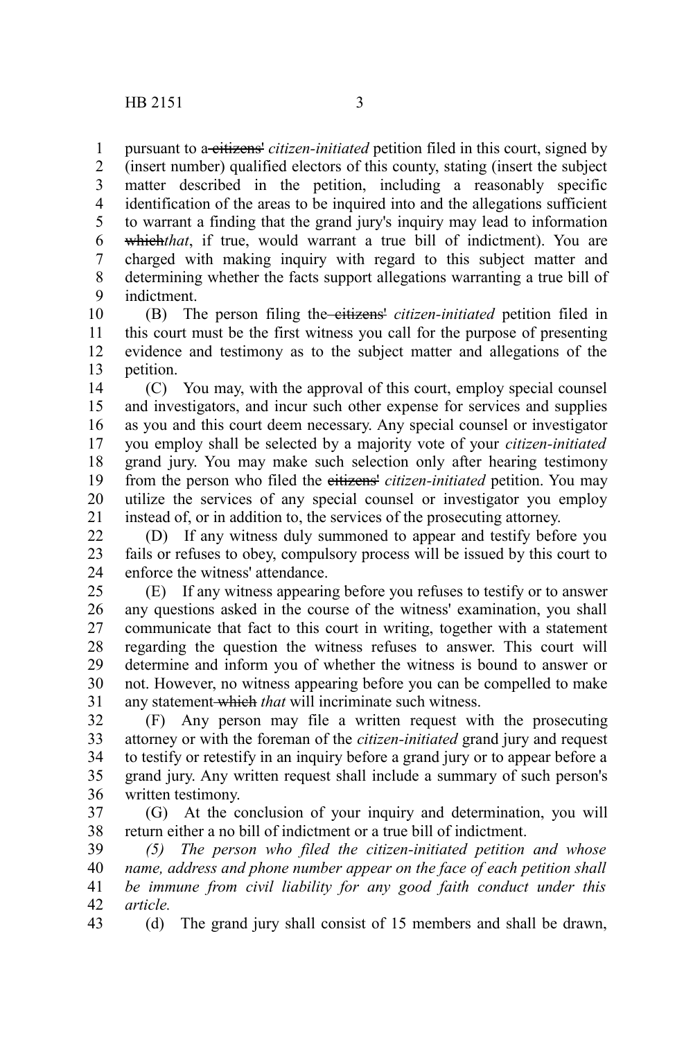pursuant to a ~~citizens'~~ *citizen-initiated* petition filed in this court, signed by (insert number) qualified electors of this county, stating (insert the subject matter described in the petition, including a reasonably specific identification of the areas to be inquired into and the allegations sufficient to warrant a finding that the grand jury's inquiry may lead to information ~~which~~*that*, if true, would warrant a true bill of indictment). You are charged with making inquiry with regard to this subject matter and determining whether the facts support allegations warranting a true bill of indictment.

(B) The person filing the ~~citizens'~~ *citizen-initiated* petition filed in this court must be the first witness you call for the purpose of presenting evidence and testimony as to the subject matter and allegations of the petition.

(C) You may, with the approval of this court, employ special counsel and investigators, and incur such other expense for services and supplies as you and this court deem necessary. Any special counsel or investigator you employ shall be selected by a majority vote of your *citizen-initiated* grand jury. You may make such selection only after hearing testimony from the person who filed the ~~citizens'~~ *citizen-initiated* petition. You may utilize the services of any special counsel or investigator you employ instead of, or in addition to, the services of the prosecuting attorney.

(D) If any witness duly summoned to appear and testify before you fails or refuses to obey, compulsory process will be issued by this court to enforce the witness' attendance.

(E) If any witness appearing before you refuses to testify or to answer any questions asked in the course of the witness' examination, you shall communicate that fact to this court in writing, together with a statement regarding the question the witness refuses to answer. This court will determine and inform you of whether the witness is bound to answer or not. However, no witness appearing before you can be compelled to make any statement ~~which~~ *that* will incriminate such witness.

(F) Any person may file a written request with the prosecuting attorney or with the foreman of the *citizen-initiated* grand jury and request to testify or retestify in an inquiry before a grand jury or to appear before a grand jury. Any written request shall include a summary of such person's written testimony.

(G) At the conclusion of your inquiry and determination, you will return either a no bill of indictment or a true bill of indictment.

*(5) The person who filed the citizen-initiated petition and whose name, address and phone number appear on the face of each petition shall be immune from civil liability for any good faith conduct under this article.*

(d) The grand jury shall consist of 15 members and shall be drawn,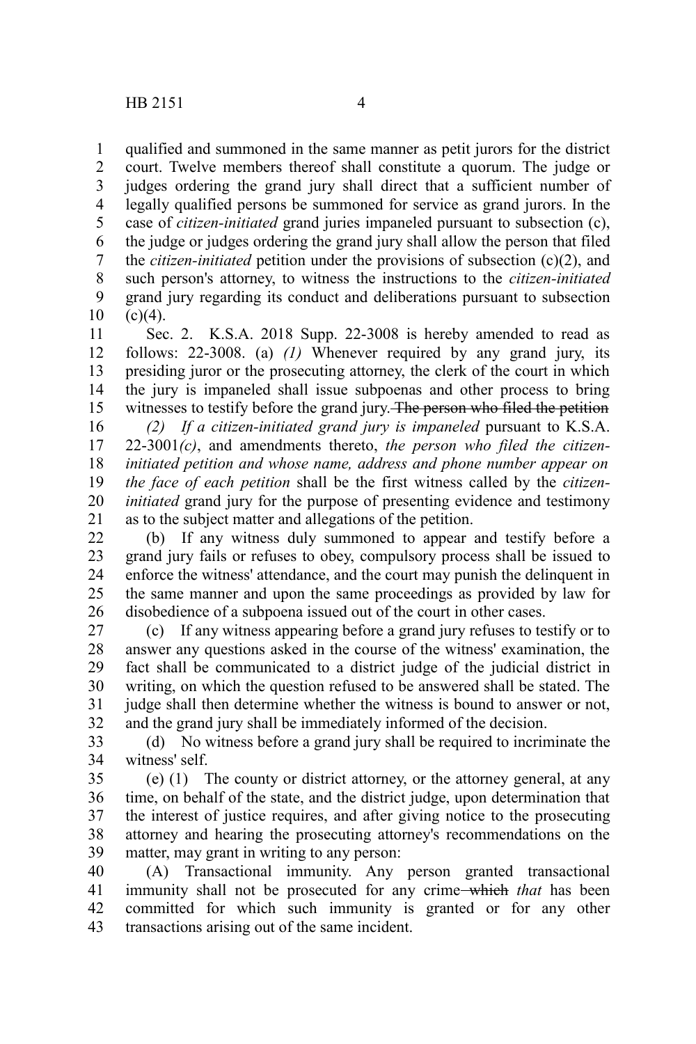qualified and summoned in the same manner as petit jurors for the district court. Twelve members thereof shall constitute a quorum. The judge or judges ordering the grand jury shall direct that a sufficient number of legally qualified persons be summoned for service as grand jurors. In the case of *citizen-initiated* grand juries impaneled pursuant to subsection (c), the judge or judges ordering the grand jury shall allow the person that filed the *citizen-initiated* petition under the provisions of subsection (c)(2), and such person's attorney, to witness the instructions to the *citizen-initiated* grand jury regarding its conduct and deliberations pursuant to subsection (c)(4).

Sec. 2. K.S.A. 2018 Supp. 22-3008 is hereby amended to read as follows: 22-3008. (a) *(1)* Whenever required by any grand jury, its presiding juror or the prosecuting attorney, the clerk of the court in which the jury is impaneled shall issue subpoenas and other process to bring witnesses to testify before the grand jury. ~~The person who filed the petition~~

*(2) If a citizen-initiated grand jury is impaneled* pursuant to K.S.A. 22-3001*(c)*, and amendments thereto, *the person who filed the citizen-initiated petition and whose name, address and phone number appear on the face of each petition* shall be the first witness called by the *citizen-initiated* grand jury for the purpose of presenting evidence and testimony as to the subject matter and allegations of the petition.

(b) If any witness duly summoned to appear and testify before a grand jury fails or refuses to obey, compulsory process shall be issued to enforce the witness' attendance, and the court may punish the delinquent in the same manner and upon the same proceedings as provided by law for disobedience of a subpoena issued out of the court in other cases.

(c) If any witness appearing before a grand jury refuses to testify or to answer any questions asked in the course of the witness' examination, the fact shall be communicated to a district judge of the judicial district in writing, on which the question refused to be answered shall be stated. The judge shall then determine whether the witness is bound to answer or not, and the grand jury shall be immediately informed of the decision.

(d) No witness before a grand jury shall be required to incriminate the witness' self.

(e) (1) The county or district attorney, or the attorney general, at any time, on behalf of the state, and the district judge, upon determination that the interest of justice requires, and after giving notice to the prosecuting attorney and hearing the prosecuting attorney's recommendations on the matter, may grant in writing to any person:

(A) Transactional immunity. Any person granted transactional immunity shall not be prosecuted for any crime ~~which~~ *that* has been committed for which such immunity is granted or for any other transactions arising out of the same incident.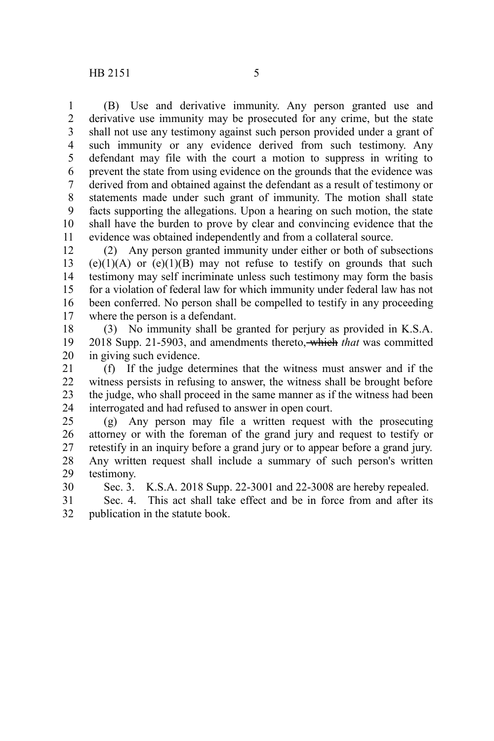(B) Use and derivative immunity. Any person granted use and derivative use immunity may be prosecuted for any crime, but the state shall not use any testimony against such person provided under a grant of such immunity or any evidence derived from such testimony. Any defendant may file with the court a motion to suppress in writing to prevent the state from using evidence on the grounds that the evidence was derived from and obtained against the defendant as a result of testimony or statements made under such grant of immunity. The motion shall state facts supporting the allegations. Upon a hearing on such motion, the state shall have the burden to prove by clear and convincing evidence that the evidence was obtained independently and from a collateral source.

(2) Any person granted immunity under either or both of subsections (e)(1)(A) or (e)(1)(B) may not refuse to testify on grounds that such testimony may self incriminate unless such testimony may form the basis for a violation of federal law for which immunity under federal law has not been conferred. No person shall be compelled to testify in any proceeding where the person is a defendant.

(3) No immunity shall be granted for perjury as provided in K.S.A. 2018 Supp. 21-5903, and amendments thereto, ~~which~~ *that* was committed in giving such evidence.

(f) If the judge determines that the witness must answer and if the witness persists in refusing to answer, the witness shall be brought before the judge, who shall proceed in the same manner as if the witness had been interrogated and had refused to answer in open court.

(g) Any person may file a written request with the prosecuting attorney or with the foreman of the grand jury and request to testify or retestify in an inquiry before a grand jury or to appear before a grand jury. Any written request shall include a summary of such person's written testimony.

Sec. 3. K.S.A. 2018 Supp. 22-3001 and 22-3008 are hereby repealed.

Sec. 4. This act shall take effect and be in force from and after its publication in the statute book.